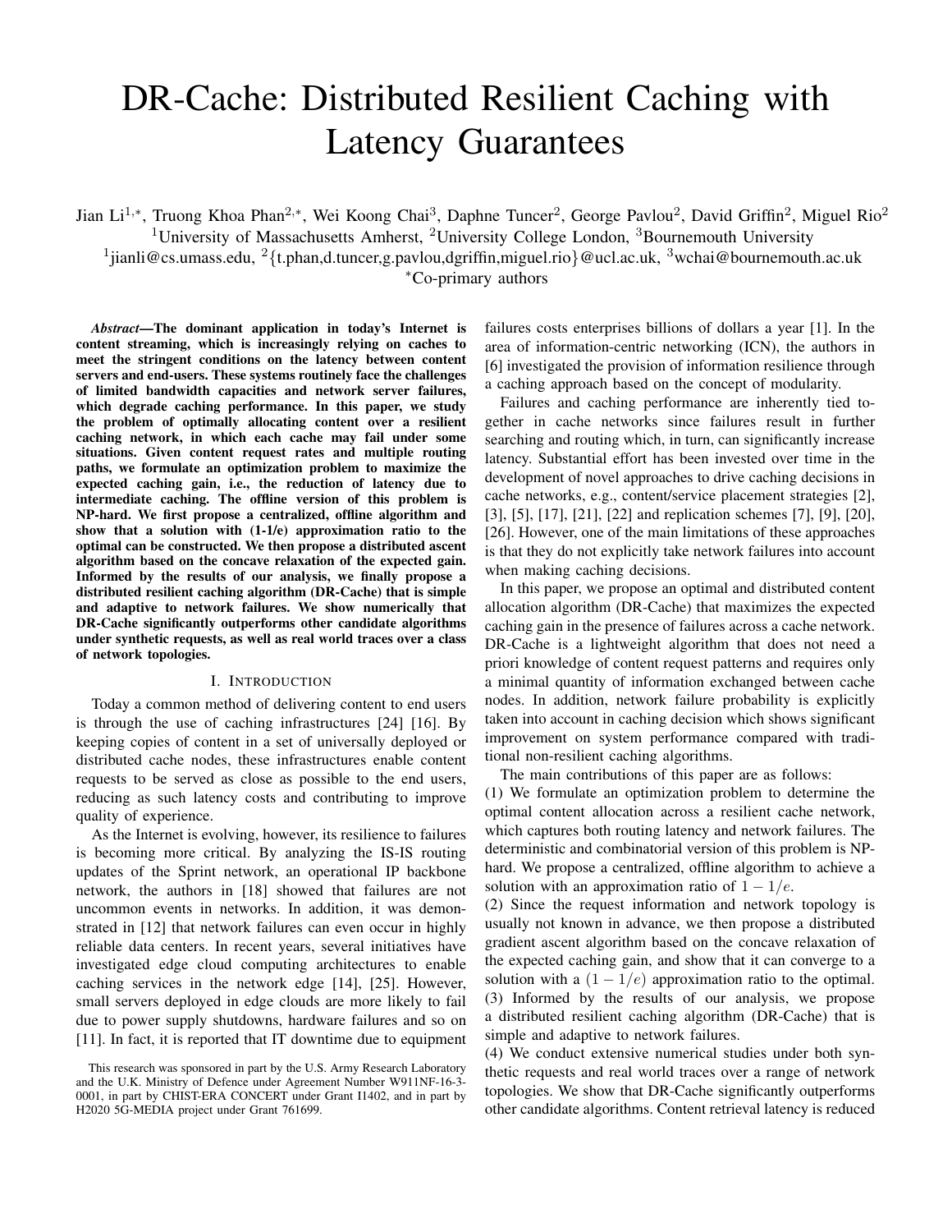# DR-Cache: Distributed Resilient Caching with Latency Guarantees

Jian Li[1,*], Truong Khoa Phan[2,*], Wei Koong Chai[3], Daphne Tuncer[2], George Pavlou[2], David Griffin[2], Miguel Rio[2]

[1]University of Massachusetts Amherst, [2]University College London, [3]Bournemouth University

[1]jianli@cs.umass.edu, [2]{t.phan,d.tuncer,g.pavlou,dgriffin,miguel.rio}@ucl.ac.uk, [3]wchai@bournemouth.ac.uk

[*]Co-primary authors

***Abstract*—The dominant application in today's Internet is content streaming, which is increasingly relying on caches to meet the stringent conditions on the latency between content servers and end-users. These systems routinely face the challenges of limited bandwidth capacities and network server failures, which degrade caching performance. In this paper, we study the problem of optimally allocating content over a resilient caching network, in which each cache may fail under some situations. Given content request rates and multiple routing paths, we formulate an optimization problem to maximize the expected caching gain, i.e., the reduction of latency due to intermediate caching. The offline version of this problem is NP-hard. We first propose a centralized, offline algorithm and show that a solution with (1-1/e) approximation ratio to the optimal can be constructed. We then propose a distributed ascent algorithm based on the concave relaxation of the expected gain. Informed by the results of our analysis, we finally propose a distributed resilient caching algorithm (DR-Cache) that is simple and adaptive to network failures. We show numerically that DR-Cache significantly outperforms other candidate algorithms under synthetic requests, as well as real world traces over a class of network topologies.**

## I. Introduction

Today a common method of delivering content to end users is through the use of caching infrastructures [24] [16]. By keeping copies of content in a set of universally deployed or distributed cache nodes, these infrastructures enable content requests to be served as close as possible to the end users, reducing as such latency costs and contributing to improve quality of experience.

As the Internet is evolving, however, its resilience to failures is becoming more critical. By analyzing the IS-IS routing updates of the Sprint network, an operational IP backbone network, the authors in [18] showed that failures are not uncommon events in networks. In addition, it was demonstrated in [12] that network failures can even occur in highly reliable data centers. In recent years, several initiatives have investigated edge cloud computing architectures to enable caching services in the network edge [14], [25]. However, small servers deployed in edge clouds are more likely to fail due to power supply shutdowns, hardware failures and so on [11]. In fact, it is reported that IT downtime due to equipment failures costs enterprises billions of dollars a year [1]. In the area of information-centric networking (ICN), the authors in [6] investigated the provision of information resilience through a caching approach based on the concept of modularity.

Failures and caching performance are inherently tied together in cache networks since failures result in further searching and routing which, in turn, can significantly increase latency. Substantial effort has been invested over time in the development of novel approaches to drive caching decisions in cache networks, e.g., content/service placement strategies [2], [3], [5], [17], [21], [22] and replication schemes [7], [9], [20], [26]. However, one of the main limitations of these approaches is that they do not explicitly take network failures into account when making caching decisions.

In this paper, we propose an optimal and distributed content allocation algorithm (DR-Cache) that maximizes the expected caching gain in the presence of failures across a cache network. DR-Cache is a lightweight algorithm that does not need a priori knowledge of content request patterns and requires only a minimal quantity of information exchanged between cache nodes. In addition, network failure probability is explicitly taken into account in caching decision which shows significant improvement on system performance compared with traditional non-resilient caching algorithms.

The main contributions of this paper are as follows:

(1) We formulate an optimization problem to determine the optimal content allocation across a resilient cache network, which captures both routing latency and network failures. The deterministic and combinatorial version of this problem is NP-hard. We propose a centralized, offline algorithm to achieve a solution with an approximation ratio of $1 - 1/e$.

(2) Since the request information and network topology is usually not known in advance, we then propose a distributed gradient ascent algorithm based on the concave relaxation of the expected caching gain, and show that it can converge to a solution with a $(1 - 1/e)$ approximation ratio to the optimal.

(3) Informed by the results of our analysis, we propose a distributed resilient caching algorithm (DR-Cache) that is simple and adaptive to network failures.

(4) We conduct extensive numerical studies under both synthetic requests and real world traces over a range of network topologies. We show that DR-Cache significantly outperforms other candidate algorithms. Content retrieval latency is reduced

This research was sponsored in part by the U.S. Army Research Laboratory and the U.K. Ministry of Defence under Agreement Number W911NF-16-3-0001, in part by CHIST-ERA CONCERT under Grant I1402, and in part by H2020 5G-MEDIA project under Grant 761699.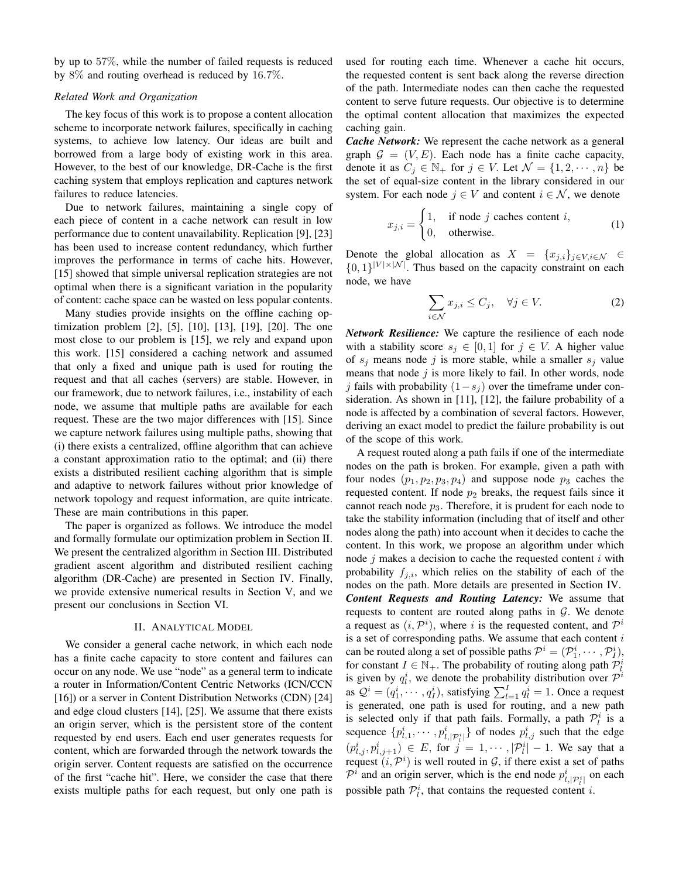by up to 57%, while the number of failed requests is reduced by 8% and routing overhead is reduced by 16.7%.

### *Related Work and Organization*

The key focus of this work is to propose a content allocation scheme to incorporate network failures, specifically in caching systems, to achieve low latency. Our ideas are built and borrowed from a large body of existing work in this area. However, to the best of our knowledge, DR-Cache is the first caching system that employs replication and captures network failures to reduce latencies.

Due to network failures, maintaining a single copy of each piece of content in a cache network can result in low performance due to content unavailability. Replication [9], [23] has been used to increase content redundancy, which further improves the performance in terms of cache hits. However, [15] showed that simple universal replication strategies are not optimal when there is a significant variation in the popularity of content: cache space can be wasted on less popular contents.

Many studies provide insights on the offline caching optimization problem [2], [5], [10], [13], [19], [20]. The one most close to our problem is [15], we rely and expand upon this work. [15] considered a caching network and assumed that only a fixed and unique path is used for routing the request and that all caches (servers) are stable. However, in our framework, due to network failures, i.e., instability of each node, we assume that multiple paths are available for each request. These are the two major differences with [15]. Since we capture network failures using multiple paths, showing that (i) there exists a centralized, offline algorithm that can achieve a constant approximation ratio to the optimal; and (ii) there exists a distributed resilient caching algorithm that is simple and adaptive to network failures without prior knowledge of network topology and request information, are quite intricate. These are main contributions in this paper.

The paper is organized as follows. We introduce the model and formally formulate our optimization problem in Section II. We present the centralized algorithm in Section III. Distributed gradient ascent algorithm and distributed resilient caching algorithm (DR-Cache) are presented in Section IV. Finally, we provide extensive numerical results in Section V, and we present our conclusions in Section VI.

## II. Analytical Model

We consider a general cache network, in which each node has a finite cache capacity to store content and failures can occur on any node. We use "node" as a general term to indicate a router in Information/Content Centric Networks (ICN/CCN [16]) or a server in Content Distribution Networks (CDN) [24] and edge cloud clusters [14], [25]. We assume that there exists an origin server, which is the persistent store of the content requested by end users. Each end user generates requests for content, which are forwarded through the network towards the origin server. Content requests are satisfied on the occurrence of the first "cache hit". Here, we consider the case that there exists multiple paths for each request, but only one path is used for routing each time. Whenever a cache hit occurs, the requested content is sent back along the reverse direction of the path. Intermediate nodes can then cache the requested content to serve future requests. Our objective is to determine the optimal content allocation that maximizes the expected caching gain.

***Cache Network:*** We represent the cache network as a general graph $\mathcal{G} = (V, E)$. Each node has a finite cache capacity, denote it as $C_j \in \mathbb{N}_+$ for $j \in V$. Let $\mathcal{N} = \{1, 2, \cdots, n\}$ be the set of equal-size content in the library considered in our system. For each node $j \in V$ and content $i \in \mathcal{N}$, we denote

$$x_{j,i} = \begin{cases} 1, & \text{if node } j \text{ caches content } i, \\ 0, & \text{otherwise.} \end{cases} \tag{1}$$

Denote the global allocation as $X = \{x_{j,i}\}_{j \in V, i \in \mathcal{N}} \in \{0,1\}^{|V| \times |\mathcal{N}|}$. Thus based on the capacity constraint on each node, we have

$$\sum_{i \in \mathcal{N}} x_{j,i} \leq C_j, \quad \forall j \in V. \tag{2}$$

***Network Resilience:*** We capture the resilience of each node with a stability score $s_j \in [0, 1]$ for $j \in V$. A higher value of $s_j$ means node $j$ is more stable, while a smaller $s_j$ value means that node $j$ is more likely to fail. In other words, node $j$ fails with probability $(1 - s_j)$ over the timeframe under consideration. As shown in [11], [12], the failure probability of a node is affected by a combination of several factors. However, deriving an exact model to predict the failure probability is out of the scope of this work.

A request routed along a path fails if one of the intermediate nodes on the path is broken. For example, given a path with four nodes $(p_1, p_2, p_3, p_4)$ and suppose node $p_3$ caches the requested content. If node $p_2$ breaks, the request fails since it cannot reach node $p_3$. Therefore, it is prudent for each node to take the stability information (including that of itself and other nodes along the path) into account when it decides to cache the content. In this work, we propose an algorithm under which node $j$ makes a decision to cache the requested content $i$ with probability $f_{j,i}$, which relies on the stability of each of the nodes on the path. More details are presented in Section IV.

***Content Requests and Routing Latency:*** We assume that requests to content are routed along paths in $\mathcal{G}$. We denote a request as $(i, \mathcal{P}^i)$, where $i$ is the requested content, and $\mathcal{P}^i$ is a set of corresponding paths. We assume that each content $i$ can be routed along a set of possible paths $\mathcal{P}^i = (\mathcal{P}_1^i, \cdots, \mathcal{P}_I^i)$, for constant $I \in \mathbb{N}_+$. The probability of routing along path $\mathcal{P}_l^i$ is given by $q_l^i$, we denote the probability distribution over $\mathcal{P}^i$ as $\mathcal{Q}^i = (q_1^i, \cdots, q_I^i)$, satisfying $\sum_{l=1}^{I} q_l^i = 1$. Once a request is generated, one path is used for routing, and a new path is selected only if that path fails. Formally, a path $\mathcal{P}_l^i$ is a sequence $\{p_{l,1}^i, \cdots, p_{l,|\mathcal{P}_l^i|}^i\}$ of nodes $p_{l,j}^i$ such that the edge $(p_{l,j}^i, p_{l,j+1}^i) \in E$, for $j = 1, \cdots, |\mathcal{P}_l^i| - 1$. We say that a request $(i, \mathcal{P}^i)$ is well routed in $\mathcal{G}$, if there exist a set of paths $\mathcal{P}^i$ and an origin server, which is the end node $p_{l,|\mathcal{P}_l^i|}^i$ on each possible path $\mathcal{P}_l^i$, that contains the requested content $i$.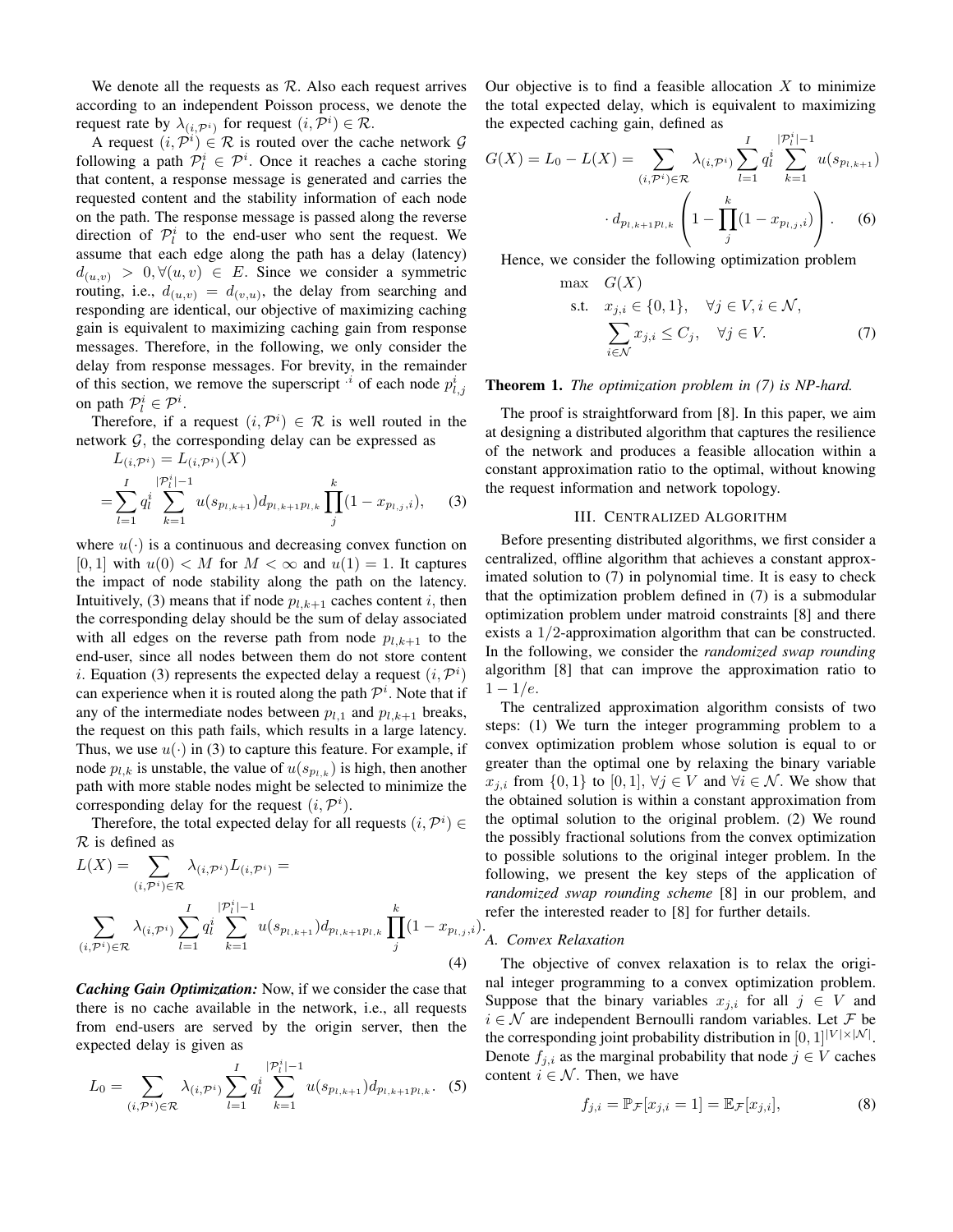We denote all the requests as $\mathcal{R}$. Also each request arrives according to an independent Poisson process, we denote the request rate by $\lambda_{(i,\mathcal{P}^i)}$ for request $(i, \mathcal{P}^i) \in \mathcal{R}$.

A request $(i, \mathcal{P}^i) \in \mathcal{R}$ is routed over the cache network $\mathcal{G}$ following a path $\mathcal{P}_l^i \in \mathcal{P}^i$. Once it reaches a cache storing that content, a response message is generated and carries the requested content and the stability information of each node on the path. The response message is passed along the reverse direction of $\mathcal{P}_l^i$ to the end-user who sent the request. We assume that each edge along the path has a delay (latency) $d_{(u,v)} > 0, \forall (u, v) \in E$. Since we consider a symmetric routing, i.e., $d_{(u,v)} = d_{(v,u)}$, the delay from searching and responding are identical, our objective of maximizing caching gain is equivalent to maximizing caching gain from response messages. Therefore, in the following, we only consider the delay from response messages. For brevity, in the remainder of this section, we remove the superscript $\cdot^i$ of each node $p_{l,j}^i$ on path $\mathcal{P}_l^i \in \mathcal{P}^i$.

Therefore, if a request $(i, \mathcal{P}^i) \in \mathcal{R}$ is well routed in the network $\mathcal{G}$, the corresponding delay can be expressed as

$$
\begin{aligned}
&L_{(i,\mathcal{P}^i)} = L_{(i,\mathcal{P}^i)}(X) \\
=&\sum_{l=1}^{I} q_l^i \sum_{k=1}^{|\mathcal{P}_l^i|-1} u(s_{p_{l,k+1}}) d_{p_{l,k+1}p_{l,k}} \prod_{j}^{k} (1 - x_{p_{l,j},i}), \quad (3)
\end{aligned}
$$

where $u(\cdot)$ is a continuous and decreasing convex function on $[0, 1]$ with $u(0) < M$ for $M < \infty$ and $u(1) = 1$. It captures the impact of node stability along the path on the latency. Intuitively, (3) means that if node $p_{l,k+1}$ caches content $i$, then the corresponding delay should be the sum of delay associated with all edges on the reverse path from node $p_{l,k+1}$ to the end-user, since all nodes between them do not store content $i$. Equation (3) represents the expected delay a request $(i, \mathcal{P}^i)$ can experience when it is routed along the path $\mathcal{P}^i$. Note that if any of the intermediate nodes between $p_{l,1}$ and $p_{l,k+1}$ breaks, the request on this path fails, which results in a large latency. Thus, we use $u(\cdot)$ in (3) to capture this feature. For example, if node $p_{l,k}$ is unstable, the value of $u(s_{p_{l,k}})$ is high, then another path with more stable nodes might be selected to minimize the corresponding delay for the request $(i, \mathcal{P}^i)$.

Therefore, the total expected delay for all requests $(i, \mathcal{P}^i) \in \mathcal{R}$ is defined as

$$
\begin{aligned}
&L(X) = \sum_{(i,\mathcal{P}^i)\in\mathcal{R}} \lambda_{(i,\mathcal{P}^i)} L_{(i,\mathcal{P}^i)} = \\
&\sum_{(i,\mathcal{P}^i)\in\mathcal{R}} \lambda_{(i,\mathcal{P}^i)} \sum_{l=1}^{I} q_l^i \sum_{k=1}^{|\mathcal{P}_l^i|-1} u(s_{p_{l,k+1}}) d_{p_{l,k+1}p_{l,k}} \prod_{j}^{k} (1 - x_{p_{l,j},i}). \quad (4)
\end{aligned}
$$

***Caching Gain Optimization:*** Now, if we consider the case that there is no cache available in the network, i.e., all requests from end-users are served by the origin server, then the expected delay is given as

$$
L_0 = \sum_{(i,\mathcal{P}^i)\in\mathcal{R}} \lambda_{(i,\mathcal{P}^i)} \sum_{l=1}^{I} q_l^i \sum_{k=1}^{|\mathcal{P}_l^i|-1} u(s_{p_{l,k+1}}) d_{p_{l,k+1}p_{l,k}}. \quad (5)
$$

Our objective is to find a feasible allocation $X$ to minimize the total expected delay, which is equivalent to maximizing the expected caching gain, defined as

$$
\begin{aligned}
G(X) = L_0 - L(X) = &\sum_{(i,\mathcal{P}^i)\in\mathcal{R}} \lambda_{(i,\mathcal{P}^i)} \sum_{l=1}^{I} q_l^i \sum_{k=1}^{|\mathcal{P}_l^i|-1} u(s_{p_{l,k+1}}) \\
&\cdot d_{p_{l,k+1}p_{l,k}} \left(1 - \prod_{j}^{k} (1 - x_{p_{l,j},i})\right). \quad (6)
\end{aligned}
$$

Hence, we consider the following optimization problem

$$
\begin{aligned}
\max \quad & G(X) \\
\text{s.t.} \quad & x_{j,i} \in \{0, 1\}, \quad \forall j \in V, i \in \mathcal{N}, \\
& \sum_{i\in\mathcal{N}} x_{j,i} \leq C_j, \quad \forall j \in V. \quad (7)
\end{aligned}
$$

**Theorem 1.** *The optimization problem in (7) is NP-hard.*

The proof is straightforward from [8]. In this paper, we aim at designing a distributed algorithm that captures the resilience of the network and produces a feasible allocation within a constant approximation ratio to the optimal, without knowing the request information and network topology.

## III. Centralized Algorithm

Before presenting distributed algorithms, we first consider a centralized, offline algorithm that achieves a constant approximated solution to (7) in polynomial time. It is easy to check that the optimization problem defined in (7) is a submodular optimization problem under matroid constraints [8] and there exists a $1/2$-approximation algorithm that can be constructed. In the following, we consider the *randomized swap rounding* algorithm [8] that can improve the approximation ratio to $1 - 1/e$.

The centralized approximation algorithm consists of two steps: (1) We turn the integer programming problem to a convex optimization problem whose solution is equal to or greater than the optimal one by relaxing the binary variable $x_{j,i}$ from $\{0, 1\}$ to $[0, 1]$, $\forall j \in V$ and $\forall i \in \mathcal{N}$. We show that the obtained solution is within a constant approximation from the optimal solution to the original problem. (2) We round the possibly fractional solutions from the convex optimization to possible solutions to the original integer problem. In the following, we present the key steps of the application of *randomized swap rounding scheme* [8] in our problem, and refer the interested reader to [8] for further details.

### A. Convex Relaxation

The objective of convex relaxation is to relax the original integer programming to a convex optimization problem. Suppose that the binary variables $x_{j,i}$ for all $j \in V$ and $i \in \mathcal{N}$ are independent Bernoulli random variables. Let $\mathcal{F}$ be the corresponding joint probability distribution in $[0, 1]^{|V|\times|\mathcal{N}|}$. Denote $f_{j,i}$ as the marginal probability that node $j \in V$ caches content $i \in \mathcal{N}$. Then, we have

$$
f_{j,i} = \mathbb{P}_{\mathcal{F}}[x_{j,i} = 1] = \mathbb{E}_{\mathcal{F}}[x_{j,i}], \quad (8)
$$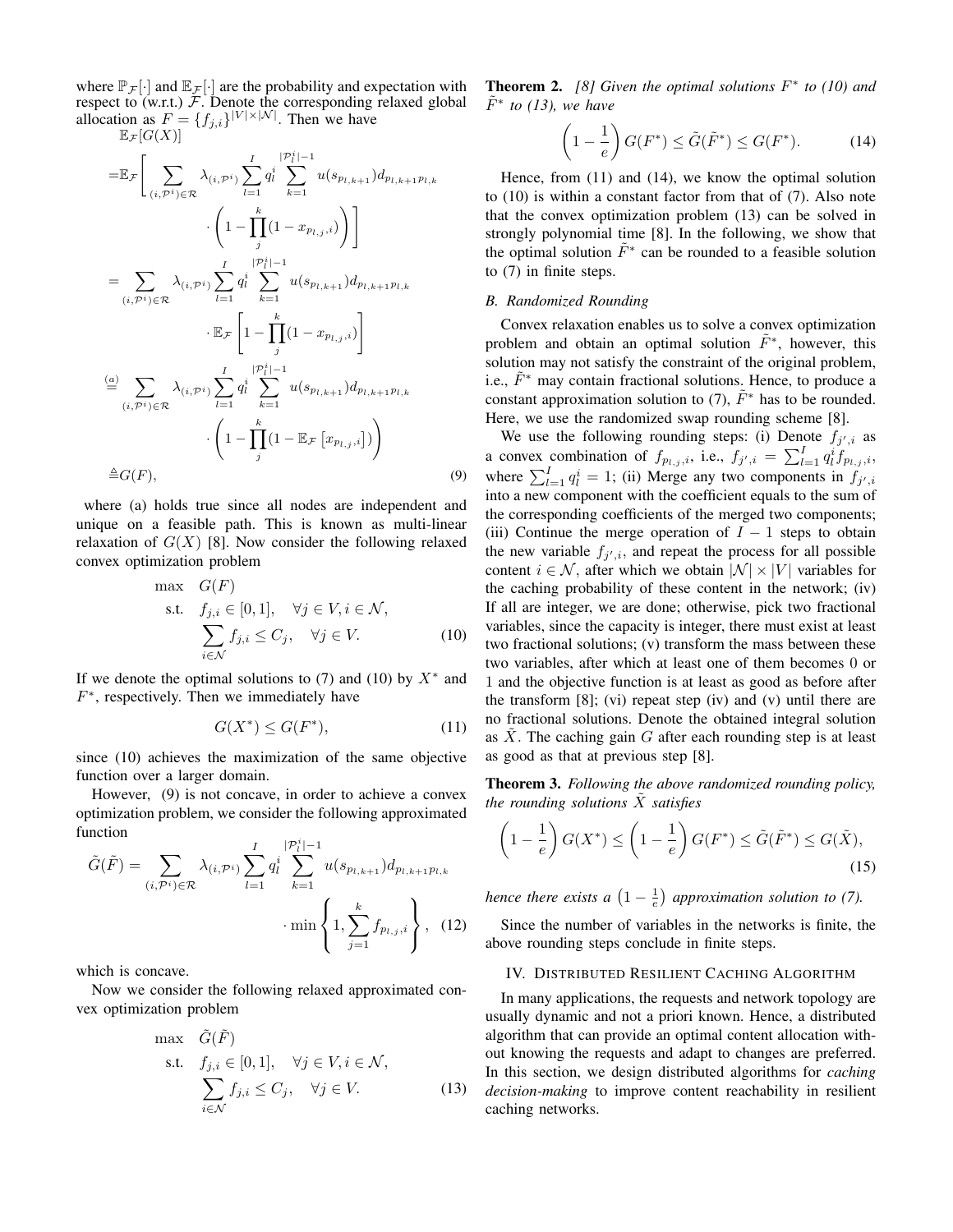where $\mathbb{P}_{\mathcal{F}}[\cdot]$ and $\mathbb{E}_{\mathcal{F}}[\cdot]$ are the probability and expectation with respect to (w.r.t.) $\mathcal{F}$. Denote the corresponding relaxed global allocation as $F = \{f_{j,i}\}^{|V|\times|\mathcal{N}|}$. Then we have

$$
\begin{aligned}
&\mathbb{E}_{\mathcal{F}}[G(X)] \\
=&\mathbb{E}_{\mathcal{F}}\Bigg[\sum_{(i,\mathcal{P}^i)\in\mathcal{R}} \lambda_{(i,\mathcal{P}^i)} \sum_{l=1}^{I} q_l^i \sum_{k=1}^{|\mathcal{P}_l^i|-1} u(s_{p_{l,k+1}}) d_{p_{l,k+1}p_{l,k}} \\
&\qquad\cdot \left(1-\prod_{j}^{k}(1-x_{p_{l,j},i})\right)\Bigg] \\
=& \sum_{(i,\mathcal{P}^i)\in\mathcal{R}} \lambda_{(i,\mathcal{P}^i)} \sum_{l=1}^{I} q_l^i \sum_{k=1}^{|\mathcal{P}_l^i|-1} u(s_{p_{l,k+1}}) d_{p_{l,k+1}p_{l,k}} \\
&\qquad\cdot \mathbb{E}_{\mathcal{F}}\left[1-\prod_{j}^{k}(1-x_{p_{l,j},i})\right] \\
\overset{(a)}{=}& \sum_{(i,\mathcal{P}^i)\in\mathcal{R}} \lambda_{(i,\mathcal{P}^i)} \sum_{l=1}^{I} q_l^i \sum_{k=1}^{|\mathcal{P}_l^i|-1} u(s_{p_{l,k+1}}) d_{p_{l,k+1}p_{l,k}} \\
&\qquad\cdot \left(1-\prod_{j}^{k}(1-\mathbb{E}_{\mathcal{F}}\left[x_{p_{l,j},i}\right])\right) \\
\triangleq& G(F),
\end{aligned}
\tag{9}
$$

where (a) holds true since all nodes are independent and unique on a feasible path. This is known as multi-linear relaxation of $G(X)$ [8]. Now consider the following relaxed convex optimization problem

$$
\begin{aligned}
\max \quad & G(F) \\
\text{s.t.} \quad & f_{j,i} \in [0,1], \quad \forall j \in V, i \in \mathcal{N}, \\
& \sum_{i\in\mathcal{N}} f_{j,i} \leq C_j, \quad \forall j \in V.
\end{aligned}
\tag{10}
$$

If we denote the optimal solutions to (7) and (10) by $X^*$ and $F^*$, respectively. Then we immediately have

$$
G(X^*) \leq G(F^*), \tag{11}
$$

since (10) achieves the maximization of the same objective function over a larger domain.

However, (9) is not concave, in order to achieve a convex optimization problem, we consider the following approximated function

$$
\begin{aligned}
\tilde{G}(\tilde{F}) = \sum_{(i,\mathcal{P}^i)\in\mathcal{R}} \lambda_{(i,\mathcal{P}^i)} \sum_{l=1}^{I} q_l^i \sum_{k=1}^{|\mathcal{P}_l^i|-1} u(s_{p_{l,k+1}}) d_{p_{l,k+1}p_{l,k}} \\
\cdot \min\left\{1, \sum_{j=1}^{k} f_{p_{l,j},i}\right\},
\end{aligned}
\tag{12}
$$

which is concave.

Now we consider the following relaxed approximated convex optimization problem

$$
\begin{aligned}
\max \quad & \tilde{G}(\tilde{F}) \\
\text{s.t.} \quad & f_{j,i} \in [0,1], \quad \forall j \in V, i \in \mathcal{N}, \\
& \sum_{i\in\mathcal{N}} f_{j,i} \leq C_j, \quad \forall j \in V.
\end{aligned}
\tag{13}
$$

**Theorem 2.** *[8] Given the optimal solutions $F^*$ to (10) and $\tilde{F}^*$ to (13), we have*

$$
\left(1-\frac{1}{e}\right) G(F^*) \leq \tilde{G}(\tilde{F}^*) \leq G(F^*). \tag{14}
$$

Hence, from (11) and (14), we know the optimal solution to (10) is within a constant factor from that of (7). Also note that the convex optimization problem (13) can be solved in strongly polynomial time [8]. In the following, we show that the optimal solution $\tilde{F}^*$ can be rounded to a feasible solution to (7) in finite steps.

### B. Randomized Rounding

Convex relaxation enables us to solve a convex optimization problem and obtain an optimal solution $\tilde{F}^*$, however, this solution may not satisfy the constraint of the original problem, i.e., $\tilde{F}^*$ may contain fractional solutions. Hence, to produce a constant approximation solution to (7), $\tilde{F}^*$ has to be rounded. Here, we use the randomized swap rounding scheme [8].

We use the following rounding steps: (i) Denote $f_{j',i}$ as a convex combination of $f_{p_{l,j},i}$, i.e., $f_{j',i} = \sum_{l}^{I} q_l^i f_{p_{l,j},i}$, where $\sum_{l=1}^{I} q_l^i = 1$; (ii) Merge any two components in $f_{j',i}$ into a new component with the coefficient equals to the sum of the corresponding coefficients of the merged two components; (iii) Continue the merge operation of $I-1$ steps to obtain the new variable $f_{j',i}$, and repeat the process for all possible content $i \in \mathcal{N}$, after which we obtain $|\mathcal{N}| \times |V|$ variables for the caching probability of these content in the network; (iv) If all are integer, we are done; otherwise, pick two fractional variables, since the capacity is integer, there must exist at least two fractional solutions; (v) transform the mass between these two variables, after which at least one of them becomes 0 or 1 and the objective function is at least as good as before after the transform [8]; (vi) repeat step (iv) and (v) until there are no fractional solutions. Denote the obtained integral solution as $\tilde{X}$. The caching gain $G$ after each rounding step is at least as good as that at previous step [8].

**Theorem 3.** *Following the above randomized rounding policy, the rounding solutions $\tilde{X}$ satisfies*

$$
\left(1-\frac{1}{e}\right) G(X^*) \leq \left(1-\frac{1}{e}\right) G(F^*) \leq \tilde{G}(\tilde{F}^*) \leq G(\tilde{X}), \tag{15}
$$

*hence there exists a $\left(1-\frac{1}{e}\right)$ approximation solution to (7).*

Since the number of variables in the networks is finite, the above rounding steps conclude in finite steps.

## IV. Distributed Resilient Caching Algorithm

In many applications, the requests and network topology are usually dynamic and not a priori known. Hence, a distributed algorithm that can provide an optimal content allocation without knowing the requests and adapt to changes are preferred. In this section, we design distributed algorithms for *caching decision-making* to improve content reachability in resilient caching networks.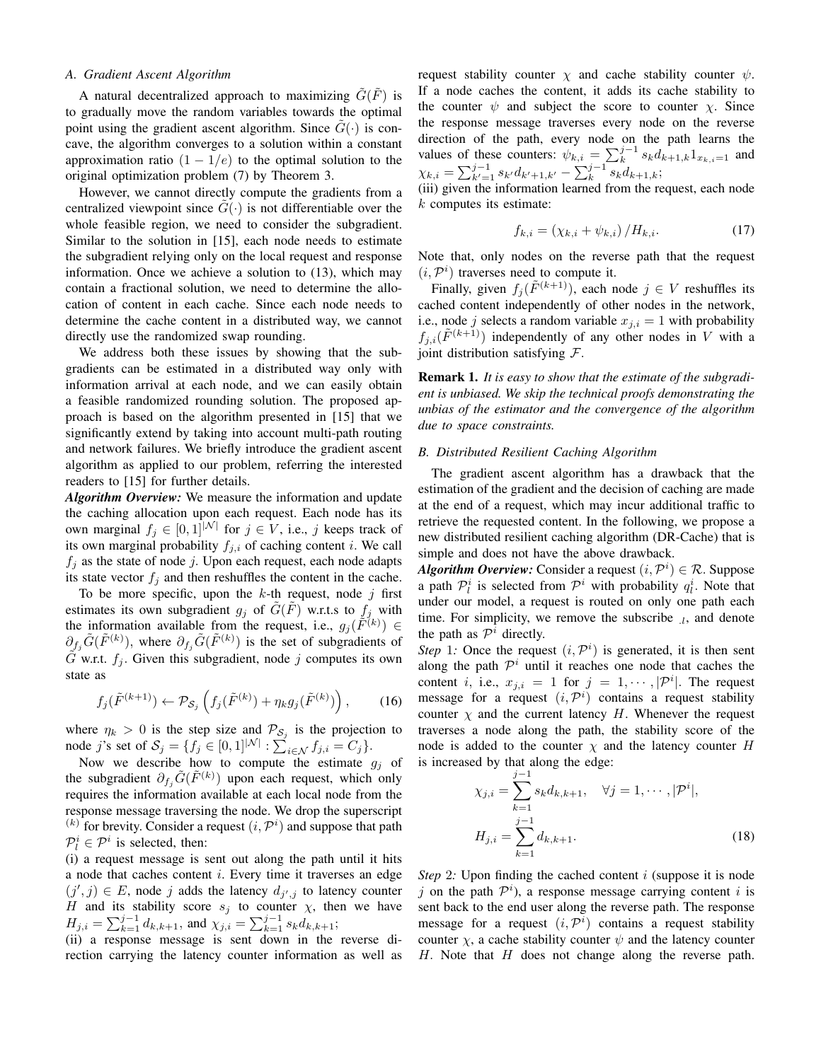### A. Gradient Ascent Algorithm

A natural decentralized approach to maximizing $\tilde{G}(\tilde{F})$ is to gradually move the random variables towards the optimal point using the gradient ascent algorithm. Since $\tilde{G}(\cdot)$ is concave, the algorithm converges to a solution within a constant approximation ratio $(1-1/e)$ to the optimal solution to the original optimization problem (7) by Theorem 3.

However, we cannot directly compute the gradients from a centralized viewpoint since $\tilde{G}(\cdot)$ is not differentiable over the whole feasible region, we need to consider the subgradient. Similar to the solution in [15], each node needs to estimate the subgradient relying only on the local request and response information. Once we achieve a solution to (13), which may contain a fractional solution, we need to determine the allocation of content in each cache. Since each node needs to determine the cache content in a distributed way, we cannot directly use the randomized swap rounding.

We address both these issues by showing that the subgradients can be estimated in a distributed way only with information arrival at each node, and we can easily obtain a feasible randomized rounding solution. The proposed approach is based on the algorithm presented in [15] that we significantly extend by taking into account multi-path routing and network failures. We briefly introduce the gradient ascent algorithm as applied to our problem, referring the interested readers to [15] for further details.

***Algorithm Overview:*** We measure the information and update the caching allocation upon each request. Each node has its own marginal $f_j \in [0,1]^{|\mathcal{N}|}$ for $j \in V$, i.e., $j$ keeps track of its own marginal probability $f_{j,i}$ of caching content $i$. We call $f_j$ as the state of node $j$. Upon each request, each node adapts its state vector $f_j$ and then reshuffles the content in the cache.

To be more specific, upon the $k$-th request, node $j$ first estimates its own subgradient $g_j$ of $\tilde{G}(\tilde{F})$ w.r.t.s to $f_j$ with the information available from the request, i.e., $g_j(\tilde{F}^{(k)}) \in \partial_{f_j}\tilde{G}(\tilde{F}^{(k)})$, where $\partial_{f_j}\tilde{G}(\tilde{F}^{(k)})$ is the set of subgradients of $\tilde{G}$ w.r.t. $f_j$. Given this subgradient, node $j$ computes its own state as

$$f_j(\tilde{F}^{(k+1)}) \leftarrow \mathcal{P}_{\mathcal{S}_j}\left(f_j(\tilde{F}^{(k)}) + \eta_k g_j(\tilde{F}^{(k)})\right), \tag{16}$$

where $\eta_k > 0$ is the step size and $\mathcal{P}_{\mathcal{S}_j}$ is the projection to node $j$'s set of $\mathcal{S}_j = \{f_j \in [0,1]^{|\mathcal{N}|} : \sum_{i\in\mathcal{N}} f_{j,i} = C_j\}$.

Now we describe how to compute the estimate $g_j$ of the subgradient $\partial_{f_j}\tilde{G}(\tilde{F}^{(k)})$ upon each request, which only requires the information available at each local node from the response message traversing the node. We drop the superscript $^{(k)}$ for brevity. Consider a request $(i,\mathcal{P}^i)$ and suppose that path $\mathcal{P}_l^i \in \mathcal{P}^i$ is selected, then:

(i) a request message is sent out along the path until it hits a node that caches content $i$. Every time it traverses an edge $(j',j) \in E$, node $j$ adds the latency $d_{j',j}$ to latency counter $H$ and its stability score $s_j$ to counter $\chi$, then we have $H_{j,i} = \sum_{k=1}^{j-1} d_{k,k+1}$, and $\chi_{j,i} = \sum_{k=1}^{j-1} s_k d_{k,k+1}$;

(ii) a response message is sent down in the reverse direction carrying the latency counter information as well as request stability counter $\chi$ and cache stability counter $\psi$. If a node caches the content, it adds its cache stability to the counter $\psi$ and subject the score to counter $\chi$. Since the response message traverses every node on the reverse direction of the path, every node on the path learns the values of these counters: $\psi_{k,i} = \sum_{k}^{j-1} s_k d_{k+1,k} 1_{x_{k,i}=1}$ and $\chi_{k,i} = \sum_{k'=1}^{j-1} s_{k'} d_{k'+1,k'} - \sum_{k}^{j-1} s_k d_{k+1,k}$;

(iii) given the information learned from the request, each node $k$ computes its estimate:

$$f_{k,i} = \left(\chi_{k,i} + \psi_{k,i}\right)/H_{k,i}. \tag{17}$$

Note that, only nodes on the reverse path that the request $(i,\mathcal{P}^i)$ traverses need to compute it.

Finally, given $f_j(\tilde{F}^{(k+1)})$, each node $j \in V$ reshuffles its cached content independently of other nodes in the network, i.e., node $j$ selects a random variable $x_{j,i} = 1$ with probability $f_{j,i}(\tilde{F}^{(k+1)})$ independently of any other nodes in $V$ with a joint distribution satisfying $\mathcal{F}$.

**Remark 1.** *It is easy to show that the estimate of the subgradient is unbiased. We skip the technical proofs demonstrating the unbias of the estimator and the convergence of the algorithm due to space constraints.*

### B. Distributed Resilient Caching Algorithm

The gradient ascent algorithm has a drawback that the estimation of the gradient and the decision of caching are made at the end of a request, which may incur additional traffic to retrieve the requested content. In the following, we propose a new distributed resilient caching algorithm (DR-Cache) that is simple and does not have the above drawback.

***Algorithm Overview:*** Consider a request $(i,\mathcal{P}^i) \in \mathcal{R}$. Suppose a path $\mathcal{P}_l^i$ is selected from $\mathcal{P}^i$ with probability $q_l^i$. Note that under our model, a request is routed on only one path each time. For simplicity, we remove the subscribe $_{\cdot l}$, and denote the path as $\mathcal{P}^i$ directly.

*Step* 1*:* Once the request $(i,\mathcal{P}^i)$ is generated, it is then sent along the path $\mathcal{P}^i$ until it reaches one node that caches the content $i$, i.e., $x_{j,i} = 1$ for $j = 1,\cdots,|\mathcal{P}^i|$. The request message for a request $(i,\mathcal{P}^i)$ contains a request stability counter $\chi$ and the current latency $H$. Whenever the request traverses a node along the path, the stability score of the node is added to the counter $\chi$ and the latency counter $H$ is increased by that along the edge:

$$\chi_{j,i} = \sum_{k=1}^{j-1} s_k d_{k,k+1}, \quad \forall j = 1,\cdots,|\mathcal{P}^i|,$$
$$H_{j,i} = \sum_{k=1}^{j-1} d_{k,k+1}. \tag{18}$$

*Step* 2*:* Upon finding the cached content $i$ (suppose it is node $j$ on the path $\mathcal{P}^i$), a response message carrying content $i$ is sent back to the end user along the reverse path. The response message for a request $(i,\mathcal{P}^i)$ contains a request stability counter $\chi$, a cache stability counter $\psi$ and the latency counter $H$. Note that $H$ does not change along the reverse path.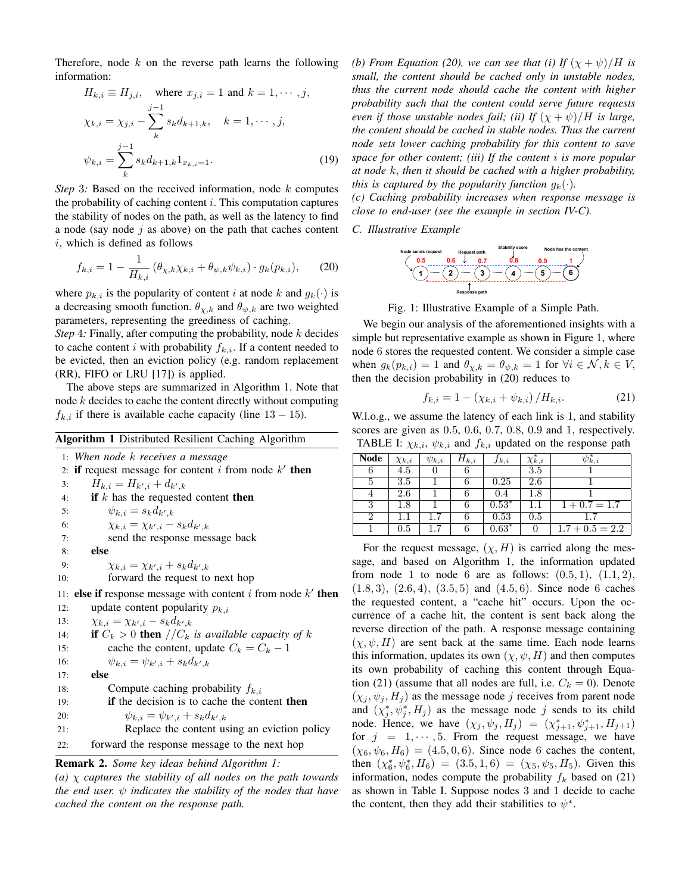Therefore, node $k$ on the reverse path learns the following information:

$$H_{k,i} \equiv H_{j,i}, \quad \text{where } x_{j,i}=1 \text{ and } k=1,\cdots,j,$$
$$\chi_{k,i} = \chi_{j,i} - \sum_{k}^{j-1} s_k d_{k+1,k}, \quad k=1,\cdots,j,$$
$$\psi_{k,i} = \sum_{k}^{j-1} s_k d_{k+1,k} 1_{x_{k,i}=1}. \tag{19}$$

*Step* 3*:* Based on the received information, node $k$ computes the probability of caching content $i$. This computation captures the stability of nodes on the path, as well as the latency to find a node (say node $j$ as above) on the path that caches content $i$, which is defined as follows

$$f_{k,i} = 1 - \frac{1}{H_{k,i}} \left(\theta_{\chi,k}\chi_{k,i} + \theta_{\psi,k}\psi_{k,i}\right) \cdot g_k(p_{k,i}), \tag{20}$$

where $p_{k,i}$ is the popularity of content $i$ at node $k$ and $g_k(\cdot)$ is a decreasing smooth function. $\theta_{\chi,k}$ and $\theta_{\psi,k}$ are two weighted parameters, representing the greediness of caching.

*Step* 4*:* Finally, after computing the probability, node $k$ decides to cache content $i$ with probability $f_{k,i}$. If a content needed to be evicted, then an eviction policy (e.g. random replacement (RR), FIFO or LRU [17]) is applied.

The above steps are summarized in Algorithm 1. Note that node $k$ decides to cache the content directly without computing $f_{k,i}$ if there is available cache capacity (line $13-15$).

**Algorithm 1** Distributed Resilient Caching Algorithm

```
1:  When node k receives a message
2:  if request message for content i from node k' then
3:      H_{k,i} = H_{k',i} + d_{k',k}
4:      if k has the requested content then
5:          ψ_{k,i} = s_k d_{k',k}
6:          χ_{k,i} = χ_{k',i} − s_k d_{k',k}
7:          send the response message back
8:      else
9:          χ_{k,i} = χ_{k',i} + s_k d_{k',k}
10:         forward the request to next hop
11: else if response message with content i from node k' then
12:     update content popularity p_{k,i}
13:     χ_{k,i} = χ_{k',i} − s_k d_{k',k}
14:     if C_k > 0 then //C_k is available capacity of k
15:         cache the content, update C_k = C_k − 1
16:         ψ_{k,i} = ψ_{k',i} + s_k d_{k',k}
17:     else
18:         Compute caching probability f_{k,i}
19:         if the decision is to cache the content then
20:             ψ_{k,i} = ψ_{k',i} + s_k d_{k',k}
21:             Replace the content using an eviction policy
22:     forward the response message to the next hop
```

**Remark 2.** *Some key ideas behind Algorithm 1:*
*(a) $\chi$ captures the stability of all nodes on the path towards the end user. $\psi$ indicates the stability of the nodes that have cached the content on the response path.*
*(b) From Equation (20), we can see that (i) If $(\chi+\psi)/H$ is small, the content should be cached only in unstable nodes, thus the current node should cache the content with higher probability such that the content could serve future requests even if those unstable nodes fail; (ii) If $(\chi+\psi)/H$ is large, the content should be cached in stable nodes. Thus the current node sets lower caching probability for this content to save space for other content; (iii) If the content $i$ is more popular at node $k$, then it should be cached with a higher probability, this is captured by the popularity function $g_k(\cdot)$.*
*(c) Caching probability increases when response message is close to end-user (see the example in section IV-C).*

### C. Illustrative Example

Fig. 1: Illustrative Example of a Simple Path.

We begin our analysis of the aforementioned insights with a simple but representative example as shown in Figure 1, where node 6 stores the requested content. We consider a simple case when $g_k(p_{k,i})=1$ and $\theta_{\chi,k}=\theta_{\psi,k}=1$ for $\forall i\in\mathcal{N}, k\in V$, then the decision probability in (20) reduces to

$$f_{k,i} = 1 - \left(\chi_{k,i}+\psi_{k,i}\right)/H_{k,i}. \tag{21}$$

W.l.o.g., we assume the latency of each link is 1, and stability scores are given as 0.5, 0.6, 0.7, 0.8, 0.9 and 1, respectively.

TABLE I: $\chi_{k,i}$, $\psi_{k,i}$ and $f_{k,i}$ updated on the response path

| Node | $\chi_{k,i}$ | $\psi_{k,i}$ | $H_{k,i}$ | $f_{k,i}$ | $\chi^*_{k,i}$ | $\psi^*_{k,i}$ |
|---|---|---|---|---|---|---|
| 6 | 4.5 | 0 | 6 | | 3.5 | 1 |
| 5 | 3.5 | 1 | 6 | 0.25 | 2.6 | 1 |
| 4 | 2.6 | 1 | 6 | 0.4 | 1.8 | 1 |
| 3 | 1.8 | 1 | 6 | 0.53* | 1.1 | $1+0.7=1.7$ |
| 2 | 1.1 | 1.7 | 6 | 0.53 | 0.5 | 1.7 |
| 1 | 0.5 | 1.7 | 6 | 0.63* | 0 | $1.7+0.5=2.2$ |

For the request message, $(\chi, H)$ is carried along the message, and based on Algorithm 1, the information updated from node 1 to node 6 are as follows: $(0.5,1)$, $(1.1,2)$, $(1.8,3)$, $(2.6,4)$, $(3.5,5)$ and $(4.5,6)$. Since node 6 caches the requested content, a "cache hit" occurs. Upon the occurrence of a cache hit, the content is sent back along the reverse direction of the path. A response message containing $(\chi,\psi,H)$ are sent back at the same time. Each node learns this information, updates its own $(\chi,\psi,H)$ and then computes its own probability of caching this content through Equation (21) (assume that all nodes are full, i.e. $C_k=0$). Denote $(\chi_j,\psi_j,H_j)$ as the message node $j$ receives from parent node and $(\chi^*_j,\psi^*_j,H_j)$ as the message node $j$ sends to its child node. Hence, we have $(\chi_j,\psi_j,H_j)=(\chi^*_{j+1},\psi^*_{j+1},H_{j+1})$ for $j=1,\cdots,5$. From the request message, we have $(\chi_6,\psi_6,H_6)=(4.5,0,6)$. Since node 6 caches the content, then $(\chi^*_6,\psi^*_6,H_6)=(3.5,1,6)=(\chi_5,\psi_5,H_5)$. Given this information, nodes compute the probability $f_k$ based on (21) as shown in Table I. Suppose nodes 3 and 1 decide to cache the content, then they add their stabilities to $\psi^*$.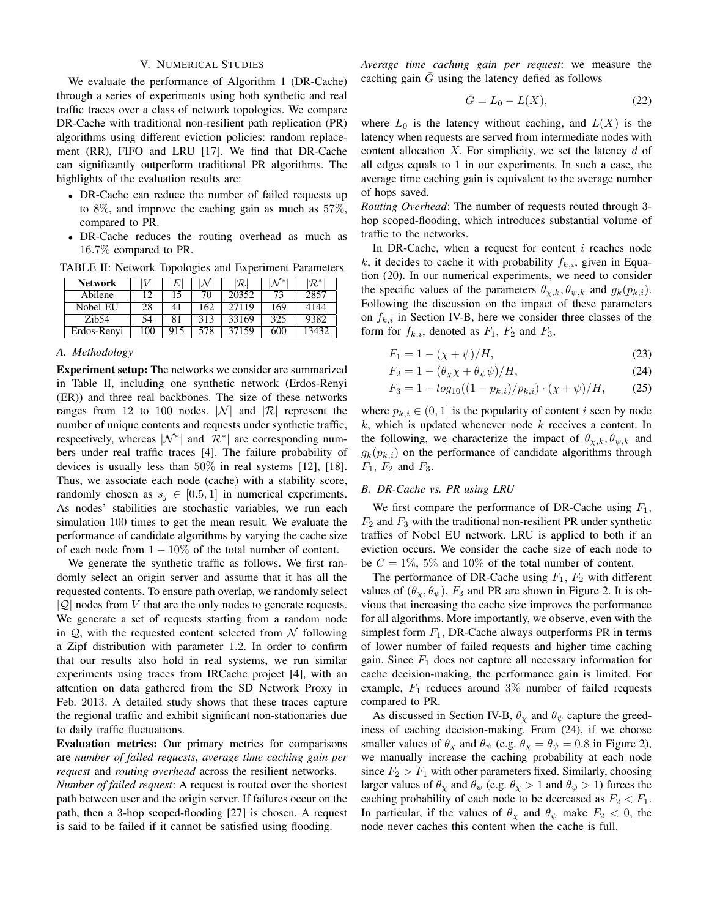## V. Numerical Studies

We evaluate the performance of Algorithm 1 (DR-Cache) through a series of experiments using both synthetic and real traffic traces over a class of network topologies. We compare DR-Cache with traditional non-resilient path replication (PR) algorithms using different eviction policies: random replacement (RR), FIFO and LRU [17]. We find that DR-Cache can significantly outperform traditional PR algorithms. The highlights of the evaluation results are:

- DR-Cache can reduce the number of failed requests up to $8\%$, and improve the caching gain as much as $57\%$, compared to PR.
- DR-Cache reduces the routing overhead as much as $16.7\%$ compared to PR.

TABLE II: Network Topologies and Experiment Parameters

| Network | $\lvert V\rvert$ | $\lvert E\rvert$ | $\lvert\mathcal{N}\rvert$ | $\lvert\mathcal{R}\rvert$ | $\lvert\mathcal{N}^*\rvert$ | $\lvert\mathcal{R}^*\rvert$ |
|---|---|---|---|---|---|---|
| Abilene | 12 | 15 | 70 | 20352 | 73 | 2857 |
| Nobel EU | 28 | 41 | 162 | 27119 | 169 | 4144 |
| Zib54 | 54 | 81 | 313 | 33169 | 325 | 9382 |
| Erdos-Renyi | 100 | 915 | 578 | 37159 | 600 | 13432 |

### A. Methodology

**Experiment setup:** The networks we consider are summarized in Table II, including one synthetic network (Erdos-Renyi (ER)) and three real backbones. The size of these networks ranges from 12 to 100 nodes. $|\mathcal{N}|$ and $|\mathcal{R}|$ represent the number of unique contents and requests under synthetic traffic, respectively, whereas $|\mathcal{N}^*|$ and $|\mathcal{R}^*|$ are corresponding numbers under real traffic traces [4]. The failure probability of devices is usually less than $50\%$ in real systems [12], [18]. Thus, we associate each node (cache) with a stability score, randomly chosen as $s_j \in [0.5, 1]$ in numerical experiments. As nodes' stabilities are stochastic variables, we run each simulation 100 times to get the mean result. We evaluate the performance of candidate algorithms by varying the cache size of each node from $1-10\%$ of the total number of content.

We generate the synthetic traffic as follows. We first randomly select an origin server and assume that it has all the requested contents. To ensure path overlap, we randomly select $|\mathcal{Q}|$ nodes from $V$ that are the only nodes to generate requests. We generate a set of requests starting from a random node in $\mathcal{Q}$, with the requested content selected from $\mathcal{N}$ following a Zipf distribution with parameter 1.2. In order to confirm that our results also hold in real systems, we run similar experiments using traces from IRCache project [4], with an attention on data gathered from the SD Network Proxy in Feb. 2013. A detailed study shows that these traces capture the regional traffic and exhibit significant non-stationaries due to daily traffic fluctuations.

**Evaluation metrics:** Our primary metrics for comparisons are *number of failed requests*, *average time caching gain per request* and *routing overhead* across the resilient networks.

*Number of failed request*: A request is routed over the shortest path between user and the origin server. If failures occur on the path, then a 3-hop scoped-flooding [27] is chosen. A request is said to be failed if it cannot be satisfied using flooding.

*Average time caching gain per request*: we measure the caching gain $\bar{G}$ using the latency defied as follows

$$\bar{G} = L_0 - L(X), \tag{22}$$

where $L_0$ is the latency without caching, and $L(X)$ is the latency when requests are served from intermediate nodes with content allocation $X$. For simplicity, we set the latency $d$ of all edges equals to 1 in our experiments. In such a case, the average time caching gain is equivalent to the average number of hops saved.

*Routing Overhead*: The number of requests routed through 3-hop scoped-flooding, which introduces substantial volume of traffic to the networks.

In DR-Cache, when a request for content $i$ reaches node $k$, it decides to cache it with probability $f_{k,i}$, given in Equation (20). In our numerical experiments, we need to consider the specific values of the parameters $\theta_{\chi,k}, \theta_{\psi,k}$ and $g_k(p_{k,i})$. Following the discussion on the impact of these parameters on $f_{k,i}$ in Section IV-B, here we consider three classes of the form for $f_{k,i}$, denoted as $F_1$, $F_2$ and $F_3$,

$$F_1 = 1 - (\chi + \psi)/H, \tag{23}$$

$$F_2 = 1 - (\theta_\chi \chi + \theta_\psi \psi)/H, \tag{24}$$

$$F_3 = 1 - log_{10}((1 - p_{k,i})/p_{k,i}) \cdot (\chi + \psi)/H, \tag{25}$$

where $p_{k,i} \in (0, 1]$ is the popularity of content $i$ seen by node $k$, which is updated whenever node $k$ receives a content. In the following, we characterize the impact of $\theta_{\chi,k}, \theta_{\psi,k}$ and $g_k(p_{k,i})$ on the performance of candidate algorithms through $F_1$, $F_2$ and $F_3$.

### B. DR-Cache vs. PR using LRU

We first compare the performance of DR-Cache using $F_1$, $F_2$ and $F_3$ with the traditional non-resilient PR under synthetic traffics of Nobel EU network. LRU is applied to both if an eviction occurs. We consider the cache size of each node to be $C = 1\%$, $5\%$ and $10\%$ of the total number of content.

The performance of DR-Cache using $F_1$, $F_2$ with different values of $(\theta_\chi, \theta_\psi)$, $F_3$ and PR are shown in Figure 2. It is obvious that increasing the cache size improves the performance for all algorithms. More importantly, we observe, even with the simplest form $F_1$, DR-Cache always outperforms PR in terms of lower number of failed requests and higher time caching gain. Since $F_1$ does not capture all necessary information for cache decision-making, the performance gain is limited. For example, $F_1$ reduces around $3\%$ number of failed requests compared to PR.

As discussed in Section IV-B, $\theta_\chi$ and $\theta_\psi$ capture the greediness of caching decision-making. From (24), if we choose smaller values of $\theta_\chi$ and $\theta_\psi$ (e.g. $\theta_\chi = \theta_\psi = 0.8$ in Figure 2), we manually increase the caching probability at each node since $F_2 > F_1$ with other parameters fixed. Similarly, choosing larger values of $\theta_\chi$ and $\theta_\psi$ (e.g. $\theta_\chi > 1$ and $\theta_\psi > 1$) forces the caching probability of each node to be decreased as $F_2 < F_1$. In particular, if the values of $\theta_\chi$ and $\theta_\psi$ make $F_2 < 0$, the node never caches this content when the cache is full.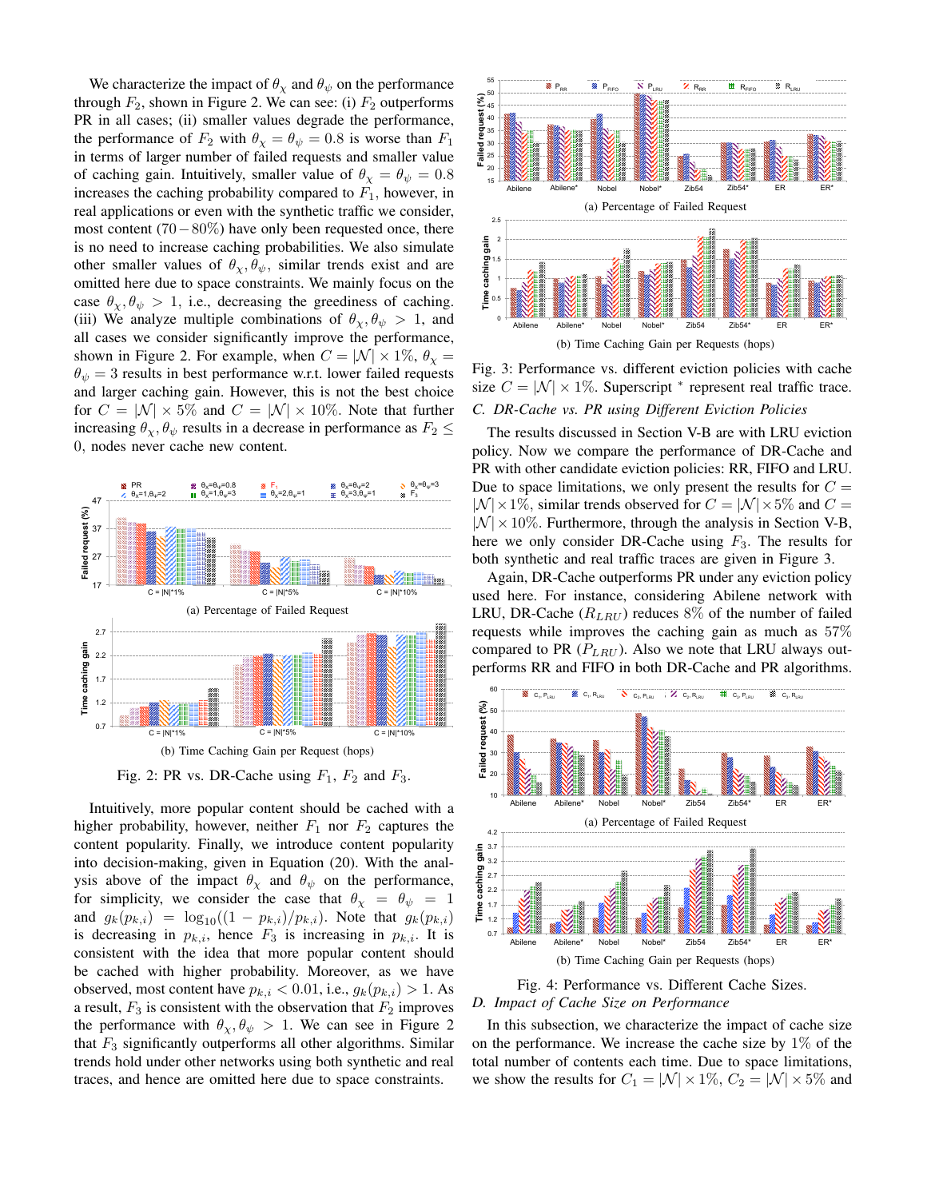We characterize the impact of $\theta_\chi$ and $\theta_\psi$ on the performance through $F_2$, shown in Figure 2. We can see: (i) $F_2$ outperforms PR in all cases; (ii) smaller values degrade the performance, the performance of $F_2$ with $\theta_\chi = \theta_\psi = 0.8$ is worse than $F_1$ in terms of larger number of failed requests and smaller value of caching gain. Intuitively, smaller value of $\theta_\chi = \theta_\psi = 0.8$ increases the caching probability compared to $F_1$, however, in real applications or even with the synthetic traffic we consider, most content $(70-80\%)$ have only been requested once, there is no need to increase caching probabilities. We also simulate other smaller values of $\theta_\chi, \theta_\psi$, similar trends exist and are omitted here due to space constraints. We mainly focus on the case $\theta_\chi, \theta_\psi > 1$, i.e., decreasing the greediness of caching. (iii) We analyze multiple combinations of $\theta_\chi, \theta_\psi > 1$, and all cases we consider significantly improve the performance, shown in Figure 2. For example, when $C = |\mathcal{N}| \times 1\%$, $\theta_\chi = \theta_\psi = 3$ results in best performance w.r.t. lower failed requests and larger caching gain. However, this is not the best choice for $C = |\mathcal{N}| \times 5\%$ and $C = |\mathcal{N}| \times 10\%$. Note that further increasing $\theta_\chi, \theta_\psi$ results in a decrease in performance as $F_2 \leq 0$, nodes never cache new content.

(a) Percentage of Failed Request

(b) Time Caching Gain per Request (hops)

Fig. 2: PR vs. DR-Cache using $F_1$, $F_2$ and $F_3$.

Intuitively, more popular content should be cached with a higher probability, however, neither $F_1$ nor $F_2$ captures the content popularity. Finally, we introduce content popularity into decision-making, given in Equation (20). With the analysis above of the impact $\theta_\chi$ and $\theta_\psi$ on the performance, for simplicity, we consider the case that $\theta_\chi = \theta_\psi = 1$ and $g_k(p_{k,i}) = \log_{10}((1-p_{k,i})/p_{k,i})$. Note that $g_k(p_{k,i})$ is decreasing in $p_{k,i}$, hence $F_3$ is increasing in $p_{k,i}$. It is consistent with the idea that more popular content should be cached with higher probability. Moreover, as we have observed, most content have $p_{k,i} < 0.01$, i.e., $g_k(p_{k,i}) > 1$. As a result, $F_3$ is consistent with the observation that $F_2$ improves the performance with $\theta_\chi, \theta_\psi > 1$. We can see in Figure 2 that $F_3$ significantly outperforms all other algorithms. Similar trends hold under other networks using both synthetic and real traces, and hence are omitted here due to space constraints.

(a) Percentage of Failed Request

(b) Time Caching Gain per Requests (hops)

Fig. 3: Performance vs. different eviction policies with cache size $C = |\mathcal{N}| \times 1\%$. Superscript * represent real traffic trace.

### C. DR-Cache vs. PR using Different Eviction Policies

The results discussed in Section V-B are with LRU eviction policy. Now we compare the performance of DR-Cache and PR with other candidate eviction policies: RR, FIFO and LRU. Due to space limitations, we only present the results for $C = |\mathcal{N}| \times 1\%$, similar trends observed for $C = |\mathcal{N}| \times 5\%$ and $C = |\mathcal{N}| \times 10\%$. Furthermore, through the analysis in Section V-B, here we only consider DR-Cache using $F_3$. The results for both synthetic and real traffic traces are given in Figure 3.

Again, DR-Cache outperforms PR under any eviction policy used here. For instance, considering Abilene network with LRU, DR-Cache ($R_{LRU}$) reduces $8\%$ of the number of failed requests while improves the caching gain as much as $57\%$ compared to PR ($P_{LRU}$). Also we note that LRU always outperforms RR and FIFO in both DR-Cache and PR algorithms.

(a) Percentage of Failed Request

(b) Time Caching Gain per Requests (hops)

Fig. 4: Performance vs. Different Cache Sizes.

### D. Impact of Cache Size on Performance

In this subsection, we characterize the impact of cache size on the performance. We increase the cache size by $1\%$ of the total number of contents each time. Due to space limitations, we show the results for $C_1 = |\mathcal{N}| \times 1\%$, $C_2 = |\mathcal{N}| \times 5\%$ and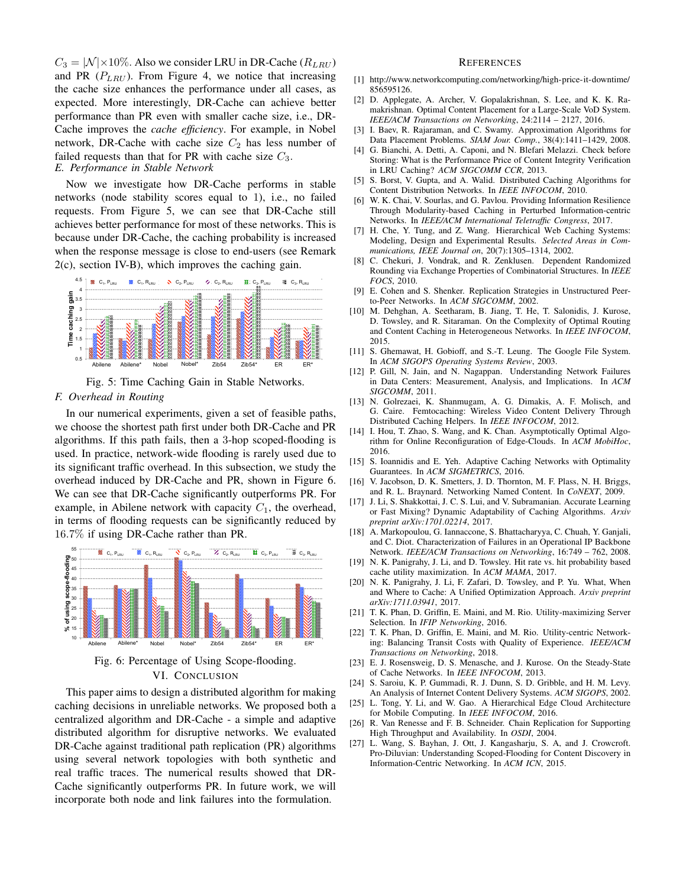$C_3 = |\mathcal{N}| \times 10\%$. Also we consider LRU in DR-Cache ($R_{LRU}$) and PR ($P_{LRU}$). From Figure 4, we notice that increasing the cache size enhances the performance under all cases, as expected. More interestingly, DR-Cache can achieve better performance than PR even with smaller cache size, i.e., DR-Cache improves the *cache efficiency*. For example, in Nobel network, DR-Cache with cache size $C_2$ has less number of failed requests than that for PR with cache size $C_3$.

### E. Performance in Stable Network

Now we investigate how DR-Cache performs in stable networks (node stability scores equal to 1), i.e., no failed requests. From Figure 5, we can see that DR-Cache still achieves better performance for most of these networks. This is because under DR-Cache, the caching probability is increased when the response message is close to end-users (see Remark 2(c), section IV-B), which improves the caching gain.

Time caching gain

4.5
4
3.5
3
2.5
2
1.5
1
0.5

$C_1, P_{LRU}$ $C_1, R_{LRU}$ $C_2, P_{LRU}$ $C_2, R_{LRU}$ $C_3, P_{LRU}$ $C_3, R_{LRU}$

Abilene Abilene* Nobel Nobel* Zib54 Zib54* ER ER*

Fig. 5: Time Caching Gain in Stable Networks.

### F. Overhead in Routing

In our numerical experiments, given a set of feasible paths, we choose the shortest path first under both DR-Cache and PR algorithms. If this path fails, then a 3-hop scoped-flooding is used. In practice, network-wide flooding is rarely used due to its significant traffic overhead. In this subsection, we study the overhead induced by DR-Cache and PR, shown in Figure 6. We can see that DR-Cache significantly outperforms PR. For example, in Abilene network with capacity $C_1$, the overhead, in terms of flooding requests can be significantly reduced by 16.7% if using DR-Cache rather than PR.

% of using scope-flooding

55
50
45
40
35
30
25
20
15
10

$C_1, P_{LRU}$ $C_1, R_{LRU}$ $C_2, P_{LRU}$ $C_2, R_{LRU}$ $C_3, P_{LRU}$ $C_3, R_{LRU}$

Abilene Abilene* Nobel Nobel* Zib54 Zib54* ER ER*

Fig. 6: Percentage of Using Scope-flooding.

## VI. Conclusion

This paper aims to design a distributed algorithm for making caching decisions in unreliable networks. We proposed both a centralized algorithm and DR-Cache - a simple and adaptive distributed algorithm for disruptive networks. We evaluated DR-Cache against traditional path replication (PR) algorithms using several network topologies with both synthetic and real traffic traces. The numerical results showed that DR-Cache significantly outperforms PR. In future work, we will incorporate both node and link failures into the formulation.

## References

[1] http://www.networkcomputing.com/networking/high-price-it-downtime/856595126.

[2] D. Applegate, A. Archer, V. Gopalakrishnan, S. Lee, and K. K. Ramakrishnan. Optimal Content Placement for a Large-Scale VoD System. *IEEE/ACM Transactions on Networking*, 24:2114 – 2127, 2016.

[3] I. Baev, R. Rajaraman, and C. Swamy. Approximation Algorithms for Data Placement Problems. *SIAM Jour. Comp.*, 38(4):1411–1429, 2008.

[4] G. Bianchi, A. Detti, A. Caponi, and N. Blefari Melazzi. Check before Storing: What is the Performance Price of Content Integrity Verification in LRU Caching? *ACM SIGCOMM CCR*, 2013.

[5] S. Borst, V. Gupta, and A. Walid. Distributed Caching Algorithms for Content Distribution Networks. In *IEEE INFOCOM*, 2010.

[6] W. K. Chai, V. Sourlas, and G. Pavlou. Providing Information Resilience Through Modularity-based Caching in Perturbed Information-centric Networks. In *IEEE/ACM International Teletraffic Congress*, 2017.

[7] H. Che, Y. Tung, and Z. Wang. Hierarchical Web Caching Systems: Modeling, Design and Experimental Results. *Selected Areas in Communications, IEEE Journal on*, 20(7):1305–1314, 2002.

[8] C. Chekuri, J. Vondrak, and R. Zenklusen. Dependent Randomized Rounding via Exchange Properties of Combinatorial Structures. In *IEEE FOCS*, 2010.

[9] E. Cohen and S. Shenker. Replication Strategies in Unstructured Peer-to-Peer Networks. In *ACM SIGCOMM*, 2002.

[10] M. Dehghan, A. Seetharam, B. Jiang, T. He, T. Salonidis, J. Kurose, D. Towsley, and R. Sitaraman. On the Complexity of Optimal Routing and Content Caching in Heterogeneous Networks. In *IEEE INFOCOM*, 2015.

[11] S. Ghemawat, H. Gobioff, and S.-T. Leung. The Google File System. In *ACM SIGOPS Operating Systems Review*, 2003.

[12] P. Gill, N. Jain, and N. Nagappan. Understanding Network Failures in Data Centers: Measurement, Analysis, and Implications. In *ACM SIGCOMM*, 2011.

[13] N. Golrezaei, K. Shanmugam, A. G. Dimakis, A. F. Molisch, and G. Caire. Femtocaching: Wireless Video Content Delivery Through Distributed Caching Helpers. In *IEEE INFOCOM*, 2012.

[14] I. Hou, T. Zhao, S. Wang, and K. Chan. Asymptotically Optimal Algorithm for Online Reconfiguration of Edge-Clouds. In *ACM MobiHoc*, 2016.

[15] S. Ioannidis and E. Yeh. Adaptive Caching Networks with Optimality Guarantees. In *ACM SIGMETRICS*, 2016.

[16] V. Jacobson, D. K. Smetters, J. D. Thornton, M. F. Plass, N. H. Briggs, and R. L. Braynard. Networking Named Content. In *CoNEXT*, 2009.

[17] J. Li, S. Shakkottai, J. C. S. Lui, and V. Subramanian. Accurate Learning or Fast Mixing? Dynamic Adaptability of Caching Algorithms. *Arxiv preprint arXiv:1701.02214*, 2017.

[18] A. Markopoulou, G. Iannaccone, S. Bhattacharyya, C. Chuah, Y. Ganjali, and C. Diot. Characterization of Failures in an Operational IP Backbone Network. *IEEE/ACM Transactions on Networking*, 16:749 – 762, 2008.

[19] N. K. Panigrahy, J. Li, and D. Towsley. Hit rate vs. hit probability based cache utility maximization. In *ACM MAMA*, 2017.

[20] N. K. Panigrahy, J. Li, F. Zafari, D. Towsley, and P. Yu. What, When and Where to Cache: A Unified Optimization Approach. *Arxiv preprint arXiv:1711.03941*, 2017.

[21] T. K. Phan, D. Griffin, E. Maini, and M. Rio. Utility-maximizing Server Selection. In *IFIP Networking*, 2016.

[22] T. K. Phan, D. Griffin, E. Maini, and M. Rio. Utility-centric Networking: Balancing Transit Costs with Quality of Experience. *IEEE/ACM Transactions on Networking*, 2018.

[23] E. J. Rosensweig, D. S. Menasche, and J. Kurose. On the Steady-State of Cache Networks. In *IEEE INFOCOM*, 2013.

[24] S. Saroiu, K. P. Gummadi, R. J. Dunn, S. D. Gribble, and H. M. Levy. An Analysis of Internet Content Delivery Systems. *ACM SIGOPS*, 2002.

[25] L. Tong, Y. Li, and W. Gao. A Hierarchical Edge Cloud Architecture for Mobile Computing. In *IEEE INFOCOM*, 2016.

[26] R. Van Renesse and F. B. Schneider. Chain Replication for Supporting High Throughput and Availability. In *OSDI*, 2004.

[27] L. Wang, S. Bayhan, J. Ott, J. Kangasharju, S. A, and J. Crowcroft. Pro-Diluvian: Understanding Scoped-Flooding for Content Discovery in Information-Centric Networking. In *ACM ICN*, 2015.